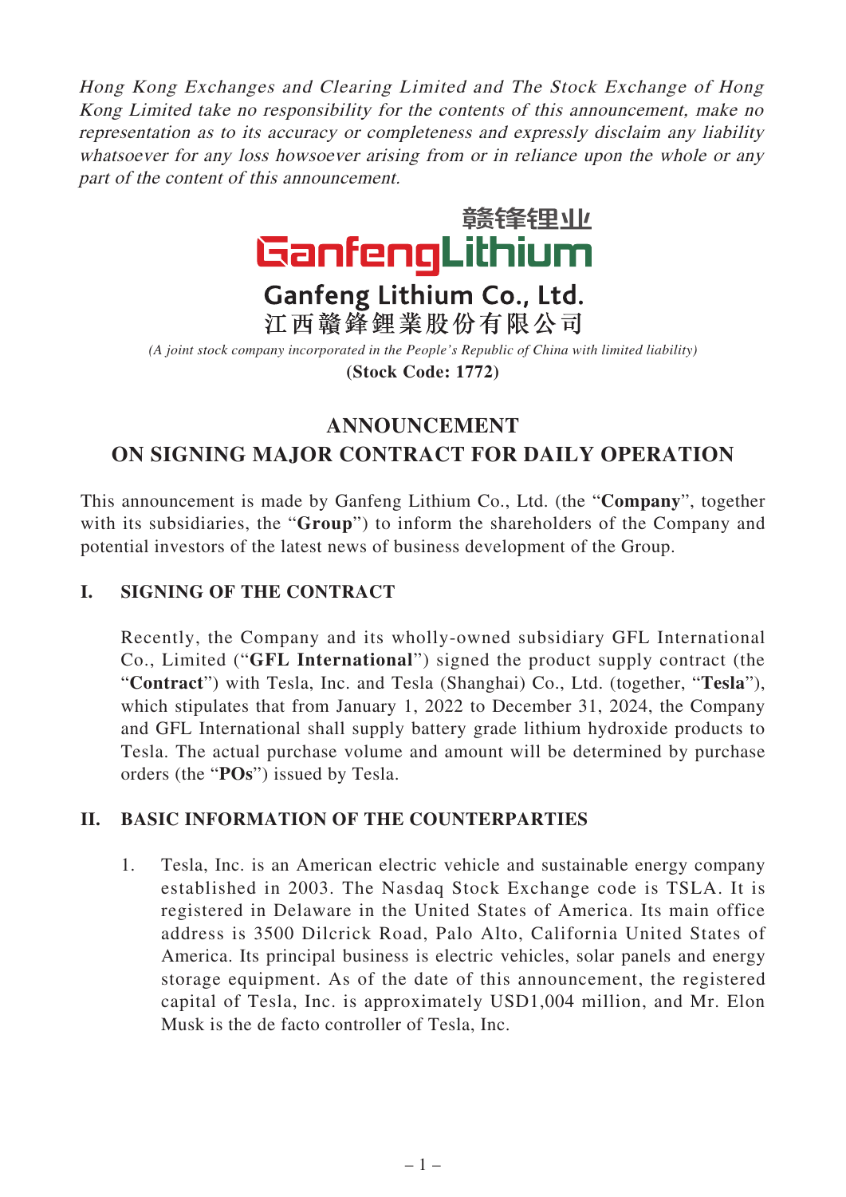*Hong Kong Exchanges and Clearing Limited and The Stock Exchange of Hong Kong Limited take no responsibility for the contents of this announcement, make no representation as to its accuracy or completeness and expressly disclaim any liability whatsoever for any loss howsoever arising from or in reliance upon the whole or any part of the content of this announcement.*

赣锋锂业
GanfengLithium

**Ganfeng Lithium Co., Ltd.**
**江西贛鋒鋰業股份有限公司**

*(A joint stock company incorporated in the People's Republic of China with limited liability)*
**(Stock Code: 1772)**

# ANNOUNCEMENT ON SIGNING MAJOR CONTRACT FOR DAILY OPERATION

This announcement is made by Ganfeng Lithium Co., Ltd. (the "**Company**", together with its subsidiaries, the "**Group**") to inform the shareholders of the Company and potential investors of the latest news of business development of the Group.

## I. SIGNING OF THE CONTRACT

Recently, the Company and its wholly-owned subsidiary GFL International Co., Limited ("**GFL International**") signed the product supply contract (the "**Contract**") with Tesla, Inc. and Tesla (Shanghai) Co., Ltd. (together, "**Tesla**"), which stipulates that from January 1, 2022 to December 31, 2024, the Company and GFL International shall supply battery grade lithium hydroxide products to Tesla. The actual purchase volume and amount will be determined by purchase orders (the "**POs**") issued by Tesla.

## II. BASIC INFORMATION OF THE COUNTERPARTIES

1. Tesla, Inc. is an American electric vehicle and sustainable energy company established in 2003. The Nasdaq Stock Exchange code is TSLA. It is registered in Delaware in the United States of America. Its main office address is 3500 Dilcrick Road, Palo Alto, California United States of America. Its principal business is electric vehicles, solar panels and energy storage equipment. As of the date of this announcement, the registered capital of Tesla, Inc. is approximately USD1,004 million, and Mr. Elon Musk is the de facto controller of Tesla, Inc.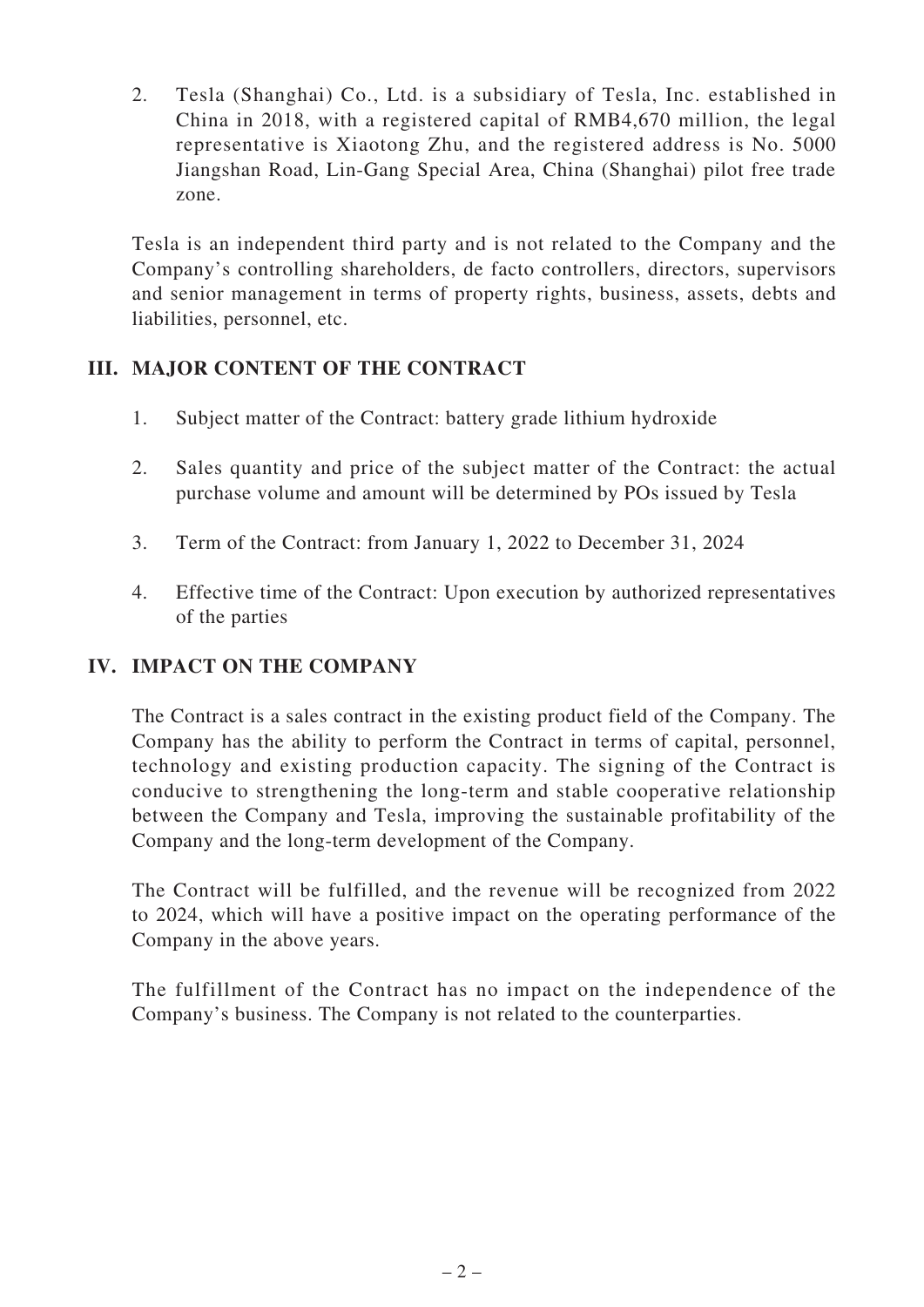2. Tesla (Shanghai) Co., Ltd. is a subsidiary of Tesla, Inc. established in China in 2018, with a registered capital of RMB4,670 million, the legal representative is Xiaotong Zhu, and the registered address is No. 5000 Jiangshan Road, Lin-Gang Special Area, China (Shanghai) pilot free trade zone.

Tesla is an independent third party and is not related to the Company and the Company's controlling shareholders, de facto controllers, directors, supervisors and senior management in terms of property rights, business, assets, debts and liabilities, personnel, etc.

## III. MAJOR CONTENT OF THE CONTRACT

1. Subject matter of the Contract: battery grade lithium hydroxide
2. Sales quantity and price of the subject matter of the Contract: the actual purchase volume and amount will be determined by POs issued by Tesla
3. Term of the Contract: from January 1, 2022 to December 31, 2024
4. Effective time of the Contract: Upon execution by authorized representatives of the parties

## IV. IMPACT ON THE COMPANY

The Contract is a sales contract in the existing product field of the Company. The Company has the ability to perform the Contract in terms of capital, personnel, technology and existing production capacity. The signing of the Contract is conducive to strengthening the long-term and stable cooperative relationship between the Company and Tesla, improving the sustainable profitability of the Company and the long-term development of the Company.

The Contract will be fulfilled, and the revenue will be recognized from 2022 to 2024, which will have a positive impact on the operating performance of the Company in the above years.

The fulfillment of the Contract has no impact on the independence of the Company's business. The Company is not related to the counterparties.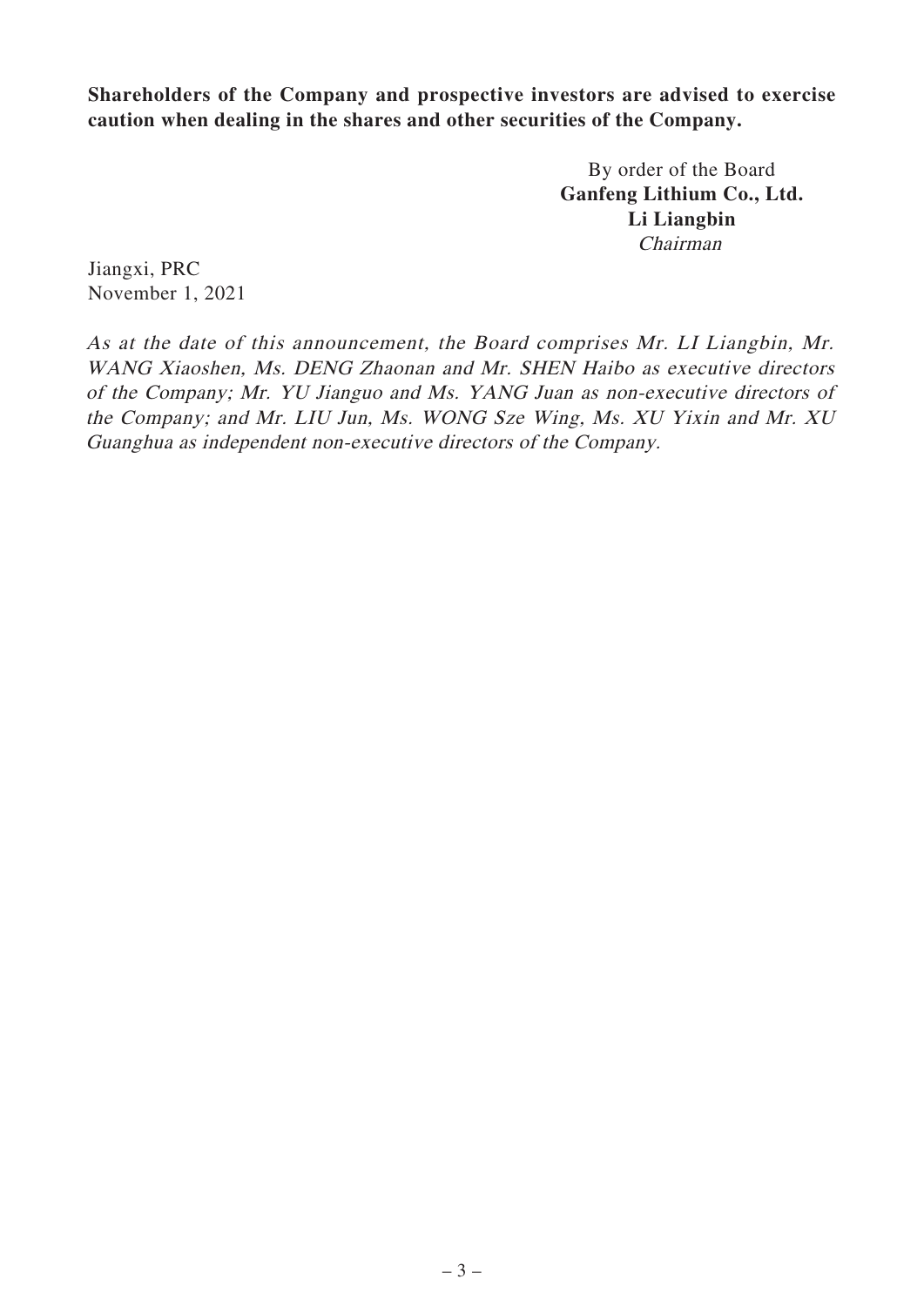**Shareholders of the Company and prospective investors are advised to exercise caution when dealing in the shares and other securities of the Company.**

By order of the Board
**Ganfeng Lithium Co., Ltd.**
**Li Liangbin**
*Chairman*

Jiangxi, PRC
November 1, 2021

*As at the date of this announcement, the Board comprises Mr. LI Liangbin, Mr. WANG Xiaoshen, Ms. DENG Zhaonan and Mr. SHEN Haibo as executive directors of the Company; Mr. YU Jianguo and Ms. YANG Juan as non-executive directors of the Company; and Mr. LIU Jun, Ms. WONG Sze Wing, Ms. XU Yixin and Mr. XU Guanghua as independent non-executive directors of the Company.*